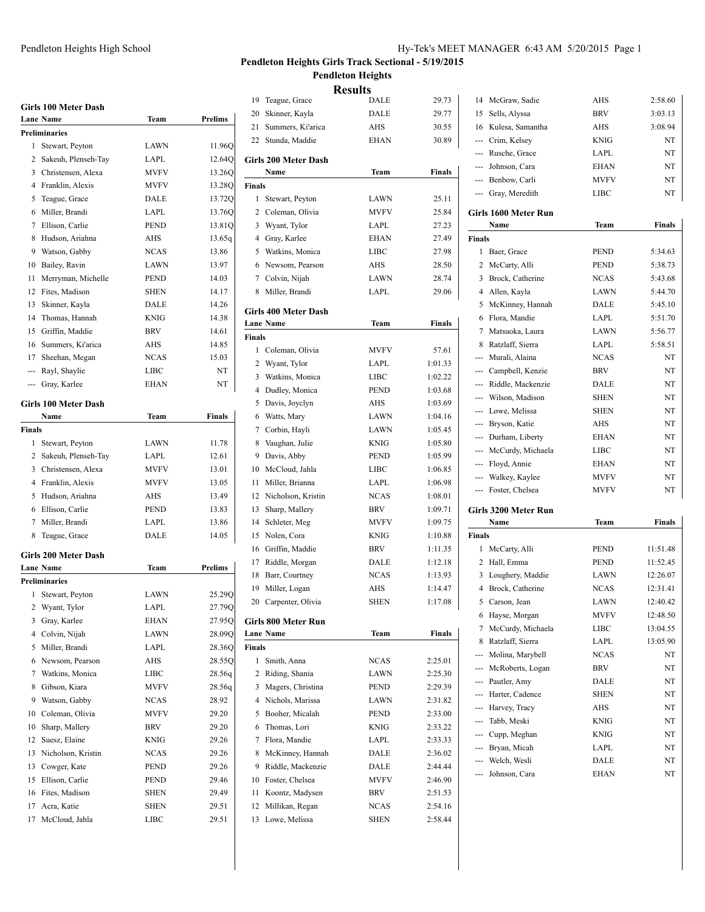# Pendleton Heights Girls Track Sectional - 5/19/2015

## Pendleton Heights

## Results

### Girls 100 Meter Dash

| Lane | Name | Team | Prelims |
|---|---|---|---|
| **Preliminaries** | | | |
| 1 | Stewart, Peyton | LAWN | 11.96Q |
| 2 | Sakeuh, Plenseh-Tay | LAPL | 12.64Q |
| 3 | Christensen, Alexa | MVFV | 13.26Q |
| 4 | Franklin, Alexis | MVFV | 13.28Q |
| 5 | Teague, Grace | DALE | 13.72Q |
| 6 | Miller, Brandi | LAPL | 13.76Q |
| 7 | Ellison, Carlie | PEND | 13.81Q |
| 8 | Hudson, Ariahna | AHS | 13.65q |
| 9 | Watson, Gabby | NCAS | 13.86 |
| 10 | Bailey, Ravin | LAWN | 13.97 |
| 11 | Merryman, Michelle | PEND | 14.03 |
| 12 | Fites, Madison | SHEN | 14.17 |
| 13 | Skinner, Kayla | DALE | 14.26 |
| 14 | Thomas, Hannah | KNIG | 14.38 |
| 15 | Griffin, Maddie | BRV | 14.61 |
| 16 | Summers, Ki'arica | AHS | 14.85 |
| 17 | Sheehan, Megan | NCAS | 15.03 |
| --- | Rayl, Shaylie | LIBC | NT |
| --- | Gray, Karlee | EHAN | NT |

### Girls 100 Meter Dash

| | Name | Team | Finals |
|---|---|---|---|
| **Finals** | | | |
| 1 | Stewart, Peyton | LAWN | 11.78 |
| 2 | Sakeuh, Plenseh-Tay | LAPL | 12.61 |
| 3 | Christensen, Alexa | MVFV | 13.01 |
| 4 | Franklin, Alexis | MVFV | 13.05 |
| 5 | Hudson, Ariahna | AHS | 13.49 |
| 6 | Ellison, Carlie | PEND | 13.83 |
| 7 | Miller, Brandi | LAPL | 13.86 |
| 8 | Teague, Grace | DALE | 14.05 |

### Girls 200 Meter Dash

| Lane | Name | Team | Prelims |
|---|---|---|---|
| **Preliminaries** | | | |
| 1 | Stewart, Peyton | LAWN | 25.29Q |
| 2 | Wyant, Tylor | LAPL | 27.79Q |
| 3 | Gray, Karlee | EHAN | 27.95Q |
| 4 | Colvin, Nijah | LAWN | 28.09Q |
| 5 | Miller, Brandi | LAPL | 28.36Q |
| 6 | Newsom, Pearson | AHS | 28.55Q |
| 7 | Watkins, Monica | LIBC | 28.56q |
| 8 | Gibson, Kiara | MVFV | 28.56q |
| 9 | Watson, Gabby | NCAS | 28.92 |
| 10 | Coleman, Olivia | MVFV | 29.20 |
| 10 | Sharp, Mallery | BRV | 29.20 |
| 12 | Suesz, Elaine | KNIG | 29.26 |
| 13 | Nicholson, Kristin | NCAS | 29.26 |
| 13 | Cowger, Kate | PEND | 29.26 |
| 15 | Ellison, Carlie | PEND | 29.46 |
| 16 | Fites, Madison | SHEN | 29.49 |
| 17 | Acra, Katie | SHEN | 29.51 |
| 17 | McCloud, Jahla | LIBC | 29.51 |
| 19 | Teague, Grace | DALE | 29.73 |
| 20 | Skinner, Kayla | DALE | 29.77 |
| 21 | Summers, Ki'arica | AHS | 30.55 |
| 22 | Stunda, Maddie | EHAN | 30.89 |

### Girls 200 Meter Dash

| | Name | Team | Finals |
|---|---|---|---|
| **Finals** | | | |
| 1 | Stewart, Peyton | LAWN | 25.11 |
| 2 | Coleman, Olivia | MVFV | 25.84 |
| 3 | Wyant, Tylor | LAPL | 27.23 |
| 4 | Gray, Karlee | EHAN | 27.49 |
| 5 | Watkins, Monica | LIBC | 27.98 |
| 6 | Newsom, Pearson | AHS | 28.50 |
| 7 | Colvin, Nijah | LAWN | 28.74 |
| 8 | Miller, Brandi | LAPL | 29.06 |

### Girls 400 Meter Dash

| Lane | Name | Team | Finals |
|---|---|---|---|
| **Finals** | | | |
| 1 | Coleman, Olivia | MVFV | 57.61 |
| 2 | Wyant, Tylor | LAPL | 1:01.33 |
| 3 | Watkins, Monica | LIBC | 1:02.22 |
| 4 | Dudley, Monica | PEND | 1:03.68 |
| 5 | Davis, Joyclyn | AHS | 1:03.69 |
| 6 | Watts, Mary | LAWN | 1:04.16 |
| 7 | Corbin, Hayli | LAWN | 1:05.45 |
| 8 | Vaughan, Julie | KNIG | 1:05.80 |
| 9 | Davis, Abby | PEND | 1:05.99 |
| 10 | McCloud, Jahla | LIBC | 1:06.85 |
| 11 | Miller, Brianna | LAPL | 1:06.98 |
| 12 | Nicholson, Kristin | NCAS | 1:08.01 |
| 13 | Sharp, Mallery | BRV | 1:09.71 |
| 14 | Schleter, Meg | MVFV | 1:09.75 |
| 15 | Nolen, Cora | KNIG | 1:10.88 |
| 16 | Griffin, Maddie | BRV | 1:11.35 |
| 17 | Riddle, Morgan | DALE | 1:12.18 |
| 18 | Barr, Courtney | NCAS | 1:13.93 |
| 19 | Miller, Logan | AHS | 1:14.47 |
| 20 | Carpenter, Olivia | SHEN | 1:17.08 |

### Girls 800 Meter Run

| Lane | Name | Team | Finals |
|---|---|---|---|
| **Finals** | | | |
| 1 | Smith, Anna | NCAS | 2:25.01 |
| 2 | Riding, Shania | LAWN | 2:25.30 |
| 3 | Magers, Christina | PEND | 2:29.39 |
| 4 | Nichols, Marissa | LAWN | 2:31.82 |
| 5 | Booher, Micalah | PEND | 2:33.00 |
| 6 | Thomas, Lori | KNIG | 2:33.22 |
| 7 | Flora, Mandie | LAPL | 2:33.33 |
| 8 | McKinney, Hannah | DALE | 2:36.02 |
| 9 | Riddle, Mackenzie | DALE | 2:44.44 |
| 10 | Foster, Chelsea | MVFV | 2:46.90 |
| 11 | Koontz, Madysen | BRV | 2:51.53 |
| 12 | Millikan, Regan | NCAS | 2:54.16 |
| 13 | Lowe, Melissa | SHEN | 2:58.44 |
| 14 | McGraw, Sadie | AHS | 2:58.60 |
| 15 | Sells, Alyssa | BRV | 3:03.13 |
| 16 | Kulesa, Samantha | AHS | 3:08.94 |
| --- | Crim, Kelsey | KNIG | NT |
| --- | Rusche, Grace | LAPL | NT |
| --- | Johnson, Cara | EHAN | NT |
| --- | Benbow, Carli | MVFV | NT |
| --- | Gray, Meredith | LIBC | NT |

### Girls 1600 Meter Run

| | Name | Team | Finals |
|---|---|---|---|
| **Finals** | | | |
| 1 | Baer, Grace | PEND | 5:34.63 |
| 2 | McCarty, Alli | PEND | 5:38.73 |
| 3 | Brock, Catherine | NCAS | 5:43.68 |
| 4 | Allen, Kayla | LAWN | 5:44.70 |
| 5 | McKinney, Hannah | DALE | 5:45.10 |
| 6 | Flora, Mandie | LAPL | 5:51.70 |
| 7 | Matsuoka, Laura | LAWN | 5:56.77 |
| 8 | Ratzlaff, Sierra | LAPL | 5:58.51 |
| --- | Murali, Alaina | NCAS | NT |
| --- | Campbell, Kenzie | BRV | NT |
| --- | Riddle, Mackenzie | DALE | NT |
| --- | Wilson, Madison | SHEN | NT |
| --- | Lowe, Melissa | SHEN | NT |
| --- | Bryson, Katie | AHS | NT |
| --- | Durham, Liberty | EHAN | NT |
| --- | McCurdy, Michaela | LIBC | NT |
| --- | Floyd, Annie | EHAN | NT |
| --- | Walkey, Kaylee | MVFV | NT |
| --- | Foster, Chelsea | MVFV | NT |

### Girls 3200 Meter Run

| | Name | Team | Finals |
|---|---|---|---|
| **Finals** | | | |
| 1 | McCarty, Alli | PEND | 11:51.48 |
| 2 | Hall, Emma | PEND | 11:52.45 |
| 3 | Loughery, Maddie | LAWN | 12:26.07 |
| 4 | Brock, Catherine | NCAS | 12:31.41 |
| 5 | Carson, Jean | LAWN | 12:40.42 |
| 6 | Hayse, Morgan | MVFV | 12:48.50 |
| 7 | McCurdy, Michaela | LIBC | 13:04.55 |
| 8 | Ratzlaff, Sierra | LAPL | 13:05.90 |
| --- | Molina, Marybell | NCAS | NT |
| --- | McRoberts, Logan | BRV | NT |
| --- | Pautler, Amy | DALE | NT |
| --- | Harter, Cadence | SHEN | NT |
| --- | Harvey, Tracy | AHS | NT |
| --- | Tabb, Meski | KNIG | NT |
| --- | Cupp, Meghan | KNIG | NT |
| --- | Bryan, Micah | LAPL | NT |
| --- | Welch, Wesli | DALE | NT |
| --- | Johnson, Cara | EHAN | NT |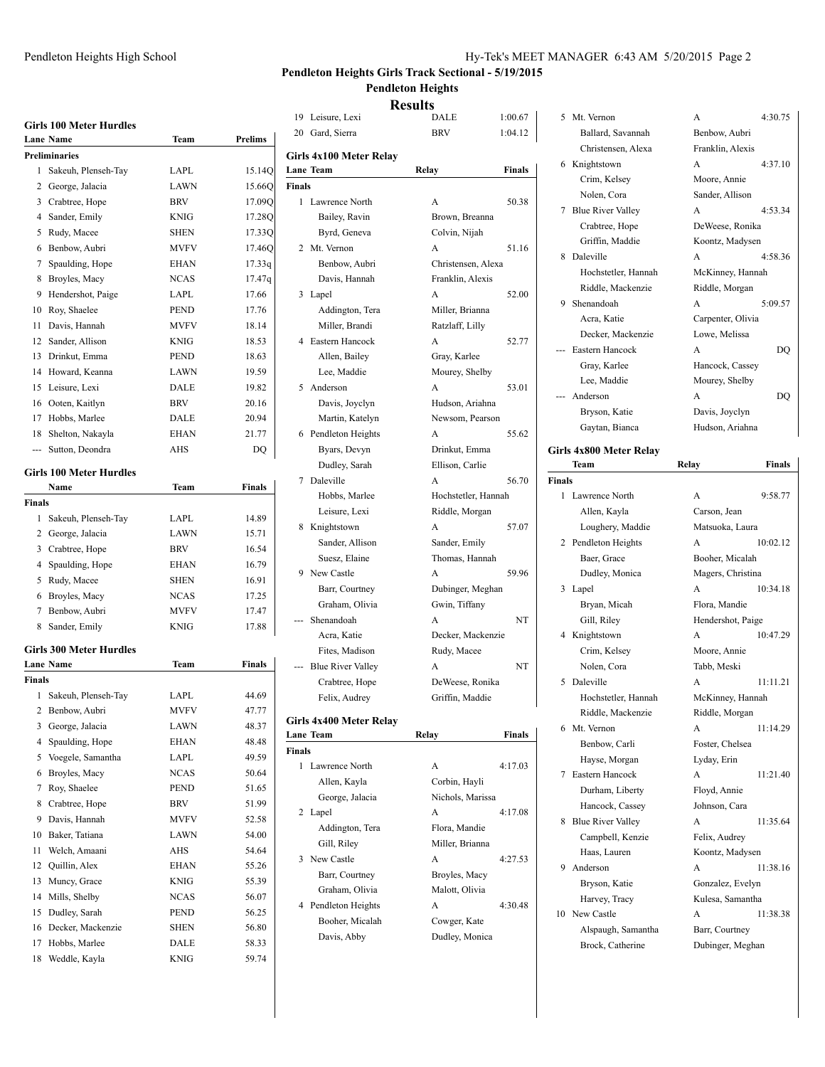# Pendleton Heights Girls Track Sectional - 5/19/2015

## Pendleton Heights

## Results

### Girls 100 Meter Hurdles

| Lane | Name | Team | Prelims |
|---|---|---|---|
| **Preliminaries** | | | |
| 1 | Sakeuh, Plenseh-Tay | LAPL | 15.14Q |
| 2 | George, Jalacia | LAWN | 15.66Q |
| 3 | Crabtree, Hope | BRV | 17.09Q |
| 4 | Sander, Emily | KNIG | 17.28Q |
| 5 | Rudy, Macee | SHEN | 17.33Q |
| 6 | Benbow, Aubri | MVFV | 17.46Q |
| 7 | Spaulding, Hope | EHAN | 17.33q |
| 8 | Broyles, Macy | NCAS | 17.47q |
| 9 | Hendershot, Paige | LAPL | 17.66 |
| 10 | Roy, Shaelee | PEND | 17.76 |
| 11 | Davis, Hannah | MVFV | 18.14 |
| 12 | Sander, Allison | KNIG | 18.53 |
| 13 | Drinkut, Emma | PEND | 18.63 |
| 14 | Howard, Keanna | LAWN | 19.59 |
| 15 | Leisure, Lexi | DALE | 19.82 |
| 16 | Ooten, Kaitlyn | BRV | 20.16 |
| 17 | Hobbs, Marlee | DALE | 20.94 |
| 18 | Shelton, Nakayla | EHAN | 21.77 |
| --- | Sutton, Deondra | AHS | DQ |

### Girls 100 Meter Hurdles

| | Name | Team | Finals |
|---|---|---|---|
| **Finals** | | | |
| 1 | Sakeuh, Plenseh-Tay | LAPL | 14.89 |
| 2 | George, Jalacia | LAWN | 15.71 |
| 3 | Crabtree, Hope | BRV | 16.54 |
| 4 | Spaulding, Hope | EHAN | 16.79 |
| 5 | Rudy, Macee | SHEN | 16.91 |
| 6 | Broyles, Macy | NCAS | 17.25 |
| 7 | Benbow, Aubri | MVFV | 17.47 |
| 8 | Sander, Emily | KNIG | 17.88 |

### Girls 300 Meter Hurdles

| Lane | Name | Team | Finals |
|---|---|---|---|
| **Finals** | | | |
| 1 | Sakeuh, Plenseh-Tay | LAPL | 44.69 |
| 2 | Benbow, Aubri | MVFV | 47.77 |
| 3 | George, Jalacia | LAWN | 48.37 |
| 4 | Spaulding, Hope | EHAN | 48.48 |
| 5 | Voegele, Samantha | LAPL | 49.59 |
| 6 | Broyles, Macy | NCAS | 50.64 |
| 7 | Roy, Shaelee | PEND | 51.65 |
| 8 | Crabtree, Hope | BRV | 51.99 |
| 9 | Davis, Hannah | MVFV | 52.58 |
| 10 | Baker, Tatiana | LAWN | 54.00 |
| 11 | Welch, Amaani | AHS | 54.64 |
| 12 | Quillin, Alex | EHAN | 55.26 |
| 13 | Muncy, Grace | KNIG | 55.39 |
| 14 | Mills, Shelby | NCAS | 56.07 |
| 15 | Dudley, Sarah | PEND | 56.25 |
| 16 | Decker, Mackenzie | SHEN | 56.80 |
| 17 | Hobbs, Marlee | DALE | 58.33 |
| 18 | Weddle, Kayla | KNIG | 59.74 |
| 19 | Leisure, Lexi | DALE | 1:00.67 |
| 20 | Gard, Sierra | BRV | 1:04.12 |

### Girls 4x100 Meter Relay

| Lane | Team | Relay | Finals |
|---|---|---|---|
| **Finals** | | | |
| 1 | Lawrence North | A | 50.38 |
| | Bailey, Ravin | Brown, Breanna | |
| | Byrd, Geneva | Colvin, Nijah | |
| 2 | Mt. Vernon | A | 51.16 |
| | Benbow, Aubri | Christensen, Alexa | |
| | Davis, Hannah | Franklin, Alexis | |
| 3 | Lapel | A | 52.00 |
| | Addington, Tera | Miller, Brianna | |
| | Miller, Brandi | Ratzlaff, Lilly | |
| 4 | Eastern Hancock | A | 52.77 |
| | Allen, Bailey | Gray, Karlee | |
| | Lee, Maddie | Mourey, Shelby | |
| 5 | Anderson | A | 53.01 |
| | Davis, Joyclyn | Hudson, Ariahna | |
| | Martin, Katelyn | Newsom, Pearson | |
| 6 | Pendleton Heights | A | 55.62 |
| | Byars, Devyn | Drinkut, Emma | |
| | Dudley, Sarah | Ellison, Carlie | |
| 7 | Daleville | A | 56.70 |
| | Hobbs, Marlee | Hochstetler, Hannah | |
| | Leisure, Lexi | Riddle, Morgan | |
| 8 | Knightstown | A | 57.07 |
| | Sander, Allison | Sander, Emily | |
| | Suesz, Elaine | Thomas, Hannah | |
| 9 | New Castle | A | 59.96 |
| | Barr, Courtney | Dubinger, Meghan | |
| | Graham, Olivia | Gwin, Tiffany | |
| --- | Shenandoah | A | NT |
| | Acra, Katie | Decker, Mackenzie | |
| | Fites, Madison | Rudy, Macee | |
| --- | Blue River Valley | A | NT |
| | Crabtree, Hope | DeWeese, Ronika | |
| | Felix, Audrey | Griffin, Maddie | |

### Girls 4x400 Meter Relay

| Lane | Team | Relay | Finals |
|---|---|---|---|
| **Finals** | | | |
| 1 | Lawrence North | A | 4:17.03 |
| | Allen, Kayla | Corbin, Hayli | |
| | George, Jalacia | Nichols, Marissa | |
| 2 | Lapel | A | 4:17.08 |
| | Addington, Tera | Flora, Mandie | |
| | Gill, Riley | Miller, Brianna | |
| 3 | New Castle | A | 4:27.53 |
| | Barr, Courtney | Broyles, Macy | |
| | Graham, Olivia | Malott, Olivia | |
| 4 | Pendleton Heights | A | 4:30.48 |
| | Booher, Micalah | Cowger, Kate | |
| | Davis, Abby | Dudley, Monica | |
| 5 | Mt. Vernon | A | 4:30.75 |
| | Ballard, Savannah | Benbow, Aubri | |
| | Christensen, Alexa | Franklin, Alexis | |
| 6 | Knightstown | A | 4:37.10 |
| | Crim, Kelsey | Moore, Annie | |
| | Nolen, Cora | Sander, Allison | |
| 7 | Blue River Valley | A | 4:53.34 |
| | Crabtree, Hope | DeWeese, Ronika | |
| | Griffin, Maddie | Koontz, Madysen | |
| 8 | Daleville | A | 4:58.36 |
| | Hochstetler, Hannah | McKinney, Hannah | |
| | Riddle, Mackenzie | Riddle, Morgan | |
| 9 | Shenandoah | A | 5:09.57 |
| | Acra, Katie | Carpenter, Olivia | |
| | Decker, Mackenzie | Lowe, Melissa | |
| --- | Eastern Hancock | A | DQ |
| | Gray, Karlee | Hancock, Cassey | |
| | Lee, Maddie | Mourey, Shelby | |
| --- | Anderson | A | DQ |
| | Bryson, Katie | Davis, Joyclyn | |
| | Gaytan, Bianca | Hudson, Ariahna | |

### Girls 4x800 Meter Relay

| | Team | Relay | Finals |
|---|---|---|---|
| **Finals** | | | |
| 1 | Lawrence North | A | 9:58.77 |
| | Allen, Kayla | Carson, Jean | |
| | Loughery, Maddie | Matsuoka, Laura | |
| 2 | Pendleton Heights | A | 10:02.12 |
| | Baer, Grace | Booher, Micalah | |
| | Dudley, Monica | Magers, Christina | |
| 3 | Lapel | A | 10:34.18 |
| | Bryan, Micah | Flora, Mandie | |
| | Gill, Riley | Hendershot, Paige | |
| 4 | Knightstown | A | 10:47.29 |
| | Crim, Kelsey | Moore, Annie | |
| | Nolen, Cora | Tabb, Meski | |
| 5 | Daleville | A | 11:11.21 |
| | Hochstetler, Hannah | McKinney, Hannah | |
| | Riddle, Mackenzie | Riddle, Morgan | |
| 6 | Mt. Vernon | A | 11:14.29 |
| | Benbow, Carli | Foster, Chelsea | |
| | Hayse, Morgan | Lyday, Erin | |
| 7 | Eastern Hancock | A | 11:21.40 |
| | Durham, Liberty | Floyd, Annie | |
| | Hancock, Cassey | Johnson, Cara | |
| 8 | Blue River Valley | A | 11:35.64 |
| | Campbell, Kenzie | Felix, Audrey | |
| | Haas, Lauren | Koontz, Madysen | |
| 9 | Anderson | A | 11:38.16 |
| | Bryson, Katie | Gonzalez, Evelyn | |
| | Harvey, Tracy | Kulesa, Samantha | |
| 10 | New Castle | A | 11:38.38 |
| | Alspaugh, Samantha | Barr, Courtney | |
| | Brock, Catherine | Dubinger, Meghan | |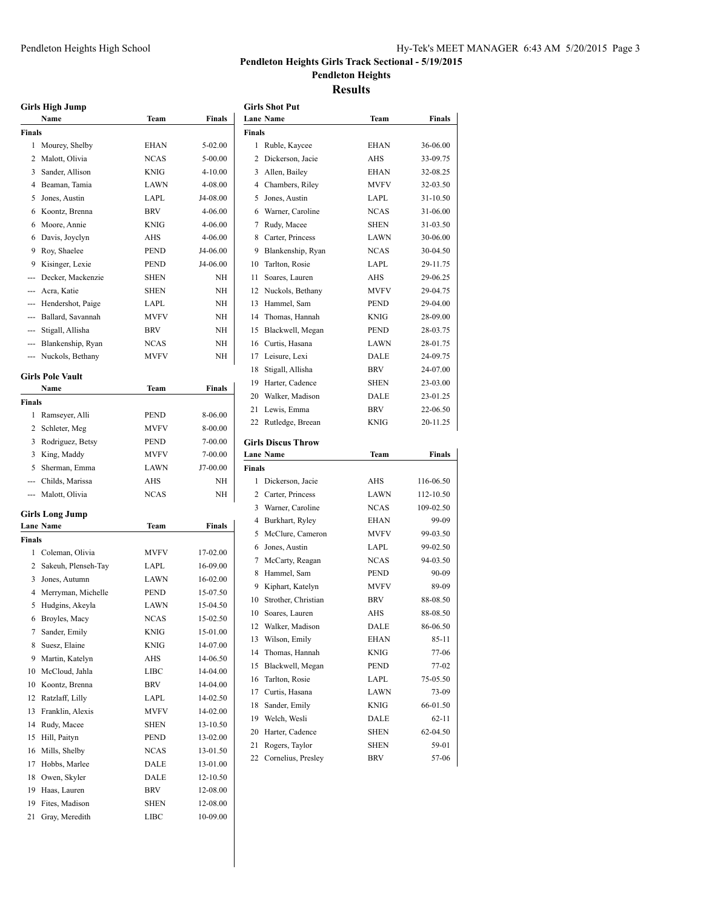# Pendleton Heights Girls Track Sectional - 5/19/2015

## Pendleton Heights

## Results

### Girls High Jump

| | Name | Team | Finals |
|---|---|---|---|
| **Finals** | | | |
| 1 | Mourey, Shelby | EHAN | 5-02.00 |
| 2 | Malott, Olivia | NCAS | 5-00.00 |
| 3 | Sander, Allison | KNIG | 4-10.00 |
| 4 | Beaman, Tamia | LAWN | 4-08.00 |
| 5 | Jones, Austin | LAPL | J4-08.00 |
| 6 | Koontz, Brenna | BRV | 4-06.00 |
| 6 | Moore, Annie | KNIG | 4-06.00 |
| 6 | Davis, Joyclyn | AHS | 4-06.00 |
| 9 | Roy, Shaelee | PEND | J4-06.00 |
| 9 | Kisinger, Lexie | PEND | J4-06.00 |
| --- | Decker, Mackenzie | SHEN | NH |
| --- | Acra, Katie | SHEN | NH |
| --- | Hendershot, Paige | LAPL | NH |
| --- | Ballard, Savannah | MVFV | NH |
| --- | Stigall, Allisha | BRV | NH |
| --- | Blankenship, Ryan | NCAS | NH |
| --- | Nuckols, Bethany | MVFV | NH |

### Girls Pole Vault

| | Name | Team | Finals |
|---|---|---|---|
| **Finals** | | | |
| 1 | Ramseyer, Alli | PEND | 8-06.00 |
| 2 | Schleter, Meg | MVFV | 8-00.00 |
| 3 | Rodriguez, Betsy | PEND | 7-00.00 |
| 3 | King, Maddy | MVFV | 7-00.00 |
| 5 | Sherman, Emma | LAWN | J7-00.00 |
| --- | Childs, Marissa | AHS | NH |
| --- | Malott, Olivia | NCAS | NH |

### Girls Long Jump

| Lane | Name | Team | Finals |
|---|---|---|---|
| **Finals** | | | |
| 1 | Coleman, Olivia | MVFV | 17-02.00 |
| 2 | Sakeuh, Plenseh-Tay | LAPL | 16-09.00 |
| 3 | Jones, Autumn | LAWN | 16-02.00 |
| 4 | Merryman, Michelle | PEND | 15-07.50 |
| 5 | Hudgins, Akeyla | LAWN | 15-04.50 |
| 6 | Broyles, Macy | NCAS | 15-02.50 |
| 7 | Sander, Emily | KNIG | 15-01.00 |
| 8 | Suesz, Elaine | KNIG | 14-07.00 |
| 9 | Martin, Katelyn | AHS | 14-06.50 |
| 10 | McCloud, Jahla | LIBC | 14-04.00 |
| 10 | Koontz, Brenna | BRV | 14-04.00 |
| 12 | Ratzlaff, Lilly | LAPL | 14-02.50 |
| 13 | Franklin, Alexis | MVFV | 14-02.00 |
| 14 | Rudy, Macee | SHEN | 13-10.50 |
| 15 | Hill, Paityn | PEND | 13-02.00 |
| 16 | Mills, Shelby | NCAS | 13-01.50 |
| 17 | Hobbs, Marlee | DALE | 13-01.00 |
| 18 | Owen, Skyler | DALE | 12-10.50 |
| 19 | Haas, Lauren | BRV | 12-08.00 |
| 19 | Fites, Madison | SHEN | 12-08.00 |
| 21 | Gray, Meredith | LIBC | 10-09.00 |

### Girls Shot Put

| Lane | Name | Team | Finals |
|---|---|---|---|
| **Finals** | | | |
| 1 | Ruble, Kaycee | EHAN | 36-06.00 |
| 2 | Dickerson, Jacie | AHS | 33-09.75 |
| 3 | Allen, Bailey | EHAN | 32-08.25 |
| 4 | Chambers, Riley | MVFV | 32-03.50 |
| 5 | Jones, Austin | LAPL | 31-10.50 |
| 6 | Warner, Caroline | NCAS | 31-06.00 |
| 7 | Rudy, Macee | SHEN | 31-03.50 |
| 8 | Carter, Princess | LAWN | 30-06.00 |
| 9 | Blankenship, Ryan | NCAS | 30-04.50 |
| 10 | Tarlton, Rosie | LAPL | 29-11.75 |
| 11 | Soares, Lauren | AHS | 29-06.25 |
| 12 | Nuckols, Bethany | MVFV | 29-04.75 |
| 13 | Hammel, Sam | PEND | 29-04.00 |
| 14 | Thomas, Hannah | KNIG | 28-09.00 |
| 15 | Blackwell, Megan | PEND | 28-03.75 |
| 16 | Curtis, Hasana | LAWN | 28-01.75 |
| 17 | Leisure, Lexi | DALE | 24-09.75 |
| 18 | Stigall, Allisha | BRV | 24-07.00 |
| 19 | Harter, Cadence | SHEN | 23-03.00 |
| 20 | Walker, Madison | DALE | 23-01.25 |
| 21 | Lewis, Emma | BRV | 22-06.50 |
| 22 | Rutledge, Breean | KNIG | 20-11.25 |

### Girls Discus Throw

| Lane | Name | Team | Finals |
|---|---|---|---|
| **Finals** | | | |
| 1 | Dickerson, Jacie | AHS | 116-06.50 |
| 2 | Carter, Princess | LAWN | 112-10.50 |
| 3 | Warner, Caroline | NCAS | 109-02.50 |
| 4 | Burkhart, Ryley | EHAN | 99-09 |
| 5 | McClure, Cameron | MVFV | 99-03.50 |
| 6 | Jones, Austin | LAPL | 99-02.50 |
| 7 | McCarty, Reagan | NCAS | 94-03.50 |
| 8 | Hammel, Sam | PEND | 90-09 |
| 9 | Kiphart, Katelyn | MVFV | 89-09 |
| 10 | Strother, Christian | BRV | 88-08.50 |
| 10 | Soares, Lauren | AHS | 88-08.50 |
| 12 | Walker, Madison | DALE | 86-06.50 |
| 13 | Wilson, Emily | EHAN | 85-11 |
| 14 | Thomas, Hannah | KNIG | 77-06 |
| 15 | Blackwell, Megan | PEND | 77-02 |
| 16 | Tarlton, Rosie | LAPL | 75-05.50 |
| 17 | Curtis, Hasana | LAWN | 73-09 |
| 18 | Sander, Emily | KNIG | 66-01.50 |
| 19 | Welch, Wesli | DALE | 62-11 |
| 20 | Harter, Cadence | SHEN | 62-04.50 |
| 21 | Rogers, Taylor | SHEN | 59-01 |
| 22 | Cornelius, Presley | BRV | 57-06 |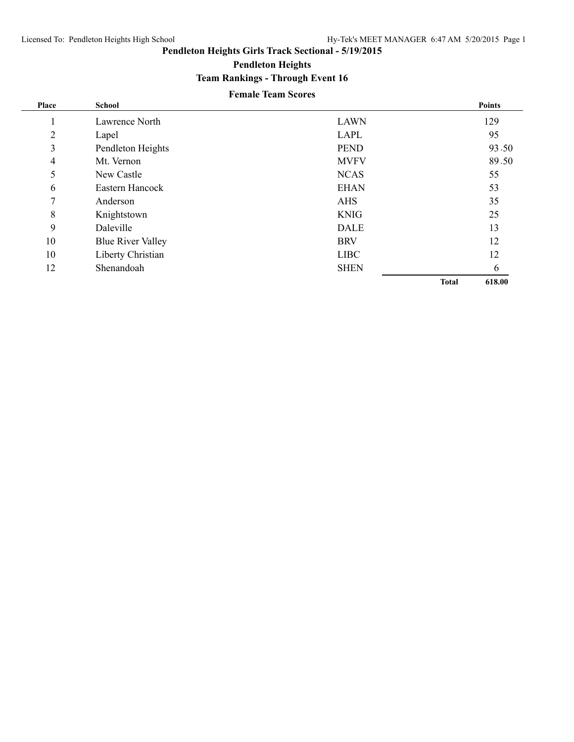**Pendleton Heights Girls Track Sectional - 5/19/2015**

**Pendleton Heights**

**Team Rankings - Through Event 16**

**Female Team Scores**

| Place | School | | Points |
|---|---|---|---|
| 1 | Lawrence North | LAWN | 129 |
| 2 | Lapel | LAPL | 95 |
| 3 | Pendleton Heights | PEND | 93.50 |
| 4 | Mt. Vernon | MVFV | 89.50 |
| 5 | New Castle | NCAS | 55 |
| 6 | Eastern Hancock | EHAN | 53 |
| 7 | Anderson | AHS | 35 |
| 8 | Knightstown | KNIG | 25 |
| 9 | Daleville | DALE | 13 |
| 10 | Blue River Valley | BRV | 12 |
| 10 | Liberty Christian | LIBC | 12 |
| 12 | Shenandoah | SHEN | 6 |
| | | **Total** | **618.00** |